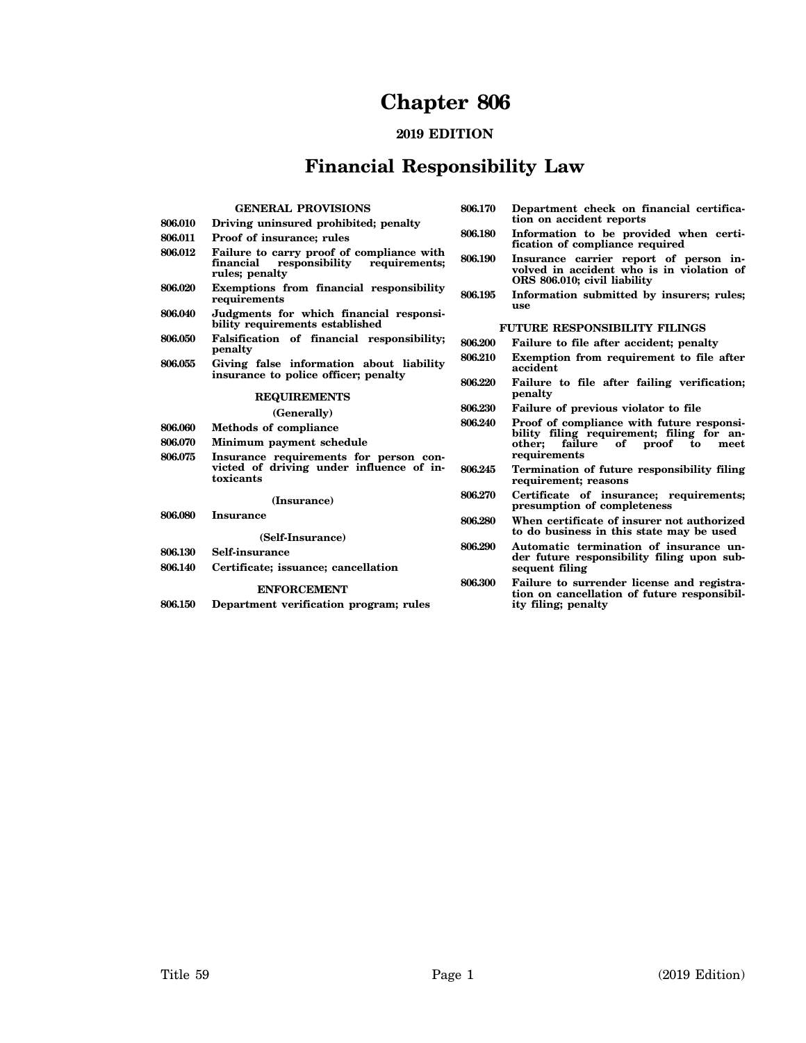# Chapter 806

**2019 EDITION**

# Financial Responsibility Law

**GENERAL PROVISIONS**

- **806.010** Driving uninsured prohibited; penalty
- **806.011** Proof of insurance; rules
- **806.012** Failure to carry proof of compliance with financial responsibility requirements; rules; penalty
- **806.020** Exemptions from financial responsibility requirements
- **806.040** Judgments for which financial responsibility requirements established
- **806.050** Falsification of financial responsibility; penalty
- **806.055** Giving false information about liability insurance to police officer; penalty

**REQUIREMENTS**

**(Generally)**

- **806.060** Methods of compliance
- **806.070** Minimum payment schedule
- **806.075** Insurance requirements for person convicted of driving under influence of intoxicants

**(Insurance)**

- **806.080** Insurance

**(Self-Insurance)**

- **806.130** Self-insurance
- **806.140** Certificate; issuance; cancellation

**ENFORCEMENT**

- **806.150** Department verification program; rules
- **806.170** Department check on financial certification on accident reports
- **806.180** Information to be provided when certification of compliance required
- **806.190** Insurance carrier report of person involved in accident who is in violation of ORS 806.010; civil liability
- **806.195** Information submitted by insurers; rules; use

**FUTURE RESPONSIBILITY FILINGS**

- **806.200** Failure to file after accident; penalty
- **806.210** Exemption from requirement to file after accident
- **806.220** Failure to file after failing verification; penalty
- **806.230** Failure of previous violator to file
- **806.240** Proof of compliance with future responsibility filing requirement; filing for another; failure of proof to meet requirements
- **806.245** Termination of future responsibility filing requirement; reasons
- **806.270** Certificate of insurance; requirements; presumption of completeness
- **806.280** When certificate of insurer not authorized to do business in this state may be used
- **806.290** Automatic termination of insurance under future responsibility filing upon subsequent filing
- **806.300** Failure to surrender license and registration on cancellation of future responsibility filing; penalty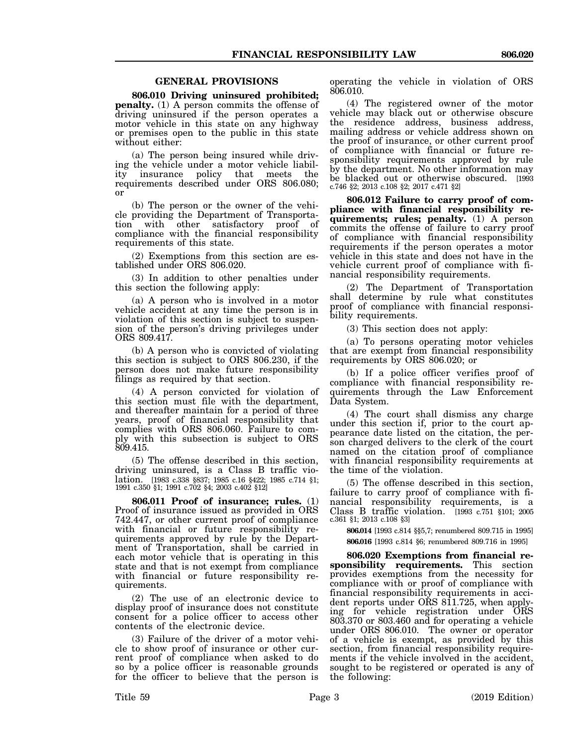## GENERAL PROVISIONS

**806.010 Driving uninsured prohibited; penalty.** (1) A person commits the offense of driving uninsured if the person operates a motor vehicle in this state on any highway or premises open to the public in this state without either:

(a) The person being insured while driving the vehicle under a motor vehicle liability insurance policy that meets the requirements described under ORS 806.080; or

(b) The person or the owner of the vehicle providing the Department of Transportation with other satisfactory proof of compliance with the financial responsibility requirements of this state.

(2) Exemptions from this section are established under ORS 806.020.

(3) In addition to other penalties under this section the following apply:

(a) A person who is involved in a motor vehicle accident at any time the person is in violation of this section is subject to suspension of the person's driving privileges under ORS 809.417.

(b) A person who is convicted of violating this section is subject to ORS 806.230, if the person does not make future responsibility filings as required by that section.

(4) A person convicted for violation of this section must file with the department, and thereafter maintain for a period of three years, proof of financial responsibility that complies with ORS 806.060. Failure to comply with this subsection is subject to ORS 809.415.

(5) The offense described in this section, driving uninsured, is a Class B traffic violation. [1983 c.338 §837; 1985 c.16 §422; 1985 c.714 §1; 1991 c.350 §1; 1991 c.702 §4; 2003 c.402 §12]

**806.011 Proof of insurance; rules.** (1) Proof of insurance issued as provided in ORS 742.447, or other current proof of compliance with financial or future responsibility requirements approved by rule by the Department of Transportation, shall be carried in each motor vehicle that is operating in this state and that is not exempt from compliance with financial or future responsibility requirements.

(2) The use of an electronic device to display proof of insurance does not constitute consent for a police officer to access other contents of the electronic device.

(3) Failure of the driver of a motor vehicle to show proof of insurance or other current proof of compliance when asked to do so by a police officer is reasonable grounds for the officer to believe that the person is operating the vehicle in violation of ORS 806.010.

(4) The registered owner of the motor vehicle may black out or otherwise obscure the residence address, business address, mailing address or vehicle address shown on the proof of insurance, or other current proof of compliance with financial or future responsibility requirements approved by rule by the department. No other information may be blacked out or otherwise obscured. [1993 c.746 §2; 2013 c.108 §2; 2017 c.471 §2]

**806.012 Failure to carry proof of compliance with financial responsibility requirements; rules; penalty.** (1) A person commits the offense of failure to carry proof of compliance with financial responsibility requirements if the person operates a motor vehicle in this state and does not have in the vehicle current proof of compliance with financial responsibility requirements.

(2) The Department of Transportation shall determine by rule what constitutes proof of compliance with financial responsibility requirements.

(3) This section does not apply:

(a) To persons operating motor vehicles that are exempt from financial responsibility requirements by ORS 806.020; or

(b) If a police officer verifies proof of compliance with financial responsibility requirements through the Law Enforcement Data System.

(4) The court shall dismiss any charge under this section if, prior to the court appearance date listed on the citation, the person charged delivers to the clerk of the court named on the citation proof of compliance with financial responsibility requirements at the time of the violation.

(5) The offense described in this section, failure to carry proof of compliance with financial responsibility requirements, is a Class B traffic violation. [1993 c.751 §101; 2005 c.361 §1; 2013 c.108 §3]

**806.014** [1993 c.814 §§5,7; renumbered 809.715 in 1995]

**806.016** [1993 c.814 §6; renumbered 809.716 in 1995]

**806.020 Exemptions from financial responsibility requirements.** This section provides exemptions from the necessity for compliance with or proof of compliance with financial responsibility requirements in accident reports under ORS 811.725, when applying for vehicle registration under ORS 803.370 or 803.460 and for operating a vehicle under ORS 806.010. The owner or operator of a vehicle is exempt, as provided by this section, from financial responsibility requirements if the vehicle involved in the accident, sought to be registered or operated is any of the following: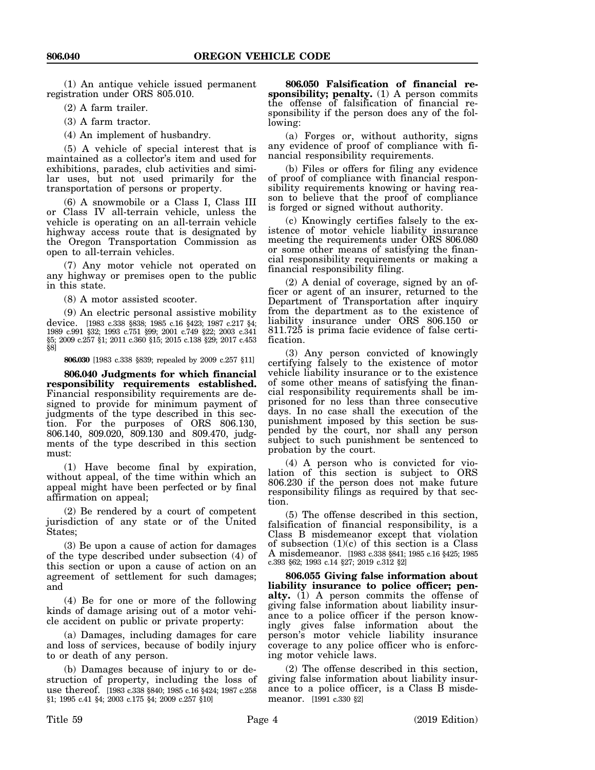(1) An antique vehicle issued permanent registration under ORS 805.010.

(2) A farm trailer.

(3) A farm tractor.

(4) An implement of husbandry.

(5) A vehicle of special interest that is maintained as a collector's item and used for exhibitions, parades, club activities and similar uses, but not used primarily for the transportation of persons or property.

(6) A snowmobile or a Class I, Class III or Class IV all-terrain vehicle, unless the vehicle is operating on an all-terrain vehicle highway access route that is designated by the Oregon Transportation Commission as open to all-terrain vehicles.

(7) Any motor vehicle not operated on any highway or premises open to the public in this state.

(8) A motor assisted scooter.

(9) An electric personal assistive mobility device. [1983 c.338 §838; 1985 c.16 §423; 1987 c.217 §4; 1989 c.991 §32; 1993 c.751 §99; 2001 c.749 §22; 2003 c.341 §5; 2009 c.257 §1; 2011 c.360 §15; 2015 c.138 §29; 2017 c.453 §8]

**806.030** [1983 c.338 §839; repealed by 2009 c.257 §11]

**806.040 Judgments for which financial responsibility requirements established.** Financial responsibility requirements are designed to provide for minimum payment of judgments of the type described in this section. For the purposes of ORS 806.130, 806.140, 809.020, 809.130 and 809.470, judgments of the type described in this section must:

(1) Have become final by expiration, without appeal, of the time within which an appeal might have been perfected or by final affirmation on appeal;

(2) Be rendered by a court of competent jurisdiction of any state or of the United States;

(3) Be upon a cause of action for damages of the type described under subsection (4) of this section or upon a cause of action on an agreement of settlement for such damages; and

(4) Be for one or more of the following kinds of damage arising out of a motor vehicle accident on public or private property:

(a) Damages, including damages for care and loss of services, because of bodily injury to or death of any person.

(b) Damages because of injury to or destruction of property, including the loss of use thereof. [1983 c.338 §840; 1985 c.16 §424; 1987 c.258 §1; 1995 c.41 §4; 2003 c.175 §4; 2009 c.257 §10]

**806.050 Falsification of financial responsibility; penalty.** (1) A person commits the offense of falsification of financial responsibility if the person does any of the following:

(a) Forges or, without authority, signs any evidence of proof of compliance with financial responsibility requirements.

(b) Files or offers for filing any evidence of proof of compliance with financial responsibility requirements knowing or having reason to believe that the proof of compliance is forged or signed without authority.

(c) Knowingly certifies falsely to the existence of motor vehicle liability insurance meeting the requirements under ORS 806.080 or some other means of satisfying the financial responsibility requirements or making a financial responsibility filing.

(2) A denial of coverage, signed by an officer or agent of an insurer, returned to the Department of Transportation after inquiry from the department as to the existence of liability insurance under ORS 806.150 or 811.725 is prima facie evidence of false certification.

(3) Any person convicted of knowingly certifying falsely to the existence of motor vehicle liability insurance or to the existence of some other means of satisfying the financial responsibility requirements shall be imprisoned for no less than three consecutive days. In no case shall the execution of the punishment imposed by this section be suspended by the court, nor shall any person subject to such punishment be sentenced to probation by the court.

(4) A person who is convicted for violation of this section is subject to ORS 806.230 if the person does not make future responsibility filings as required by that section.

(5) The offense described in this section, falsification of financial responsibility, is a Class B misdemeanor except that violation of subsection (1)(c) of this section is a Class A misdemeanor. [1983 c.338 §841; 1985 c.16 §425; 1985 c.393 §62; 1993 c.14 §27; 2019 c.312 §2]

**806.055 Giving false information about liability insurance to police officer; penalty.** (1) A person commits the offense of giving false information about liability insurance to a police officer if the person knowingly gives false information about the person's motor vehicle liability insurance coverage to any police officer who is enforcing motor vehicle laws.

(2) The offense described in this section, giving false information about liability insurance to a police officer, is a Class B misdemeanor. [1991 c.330 §2]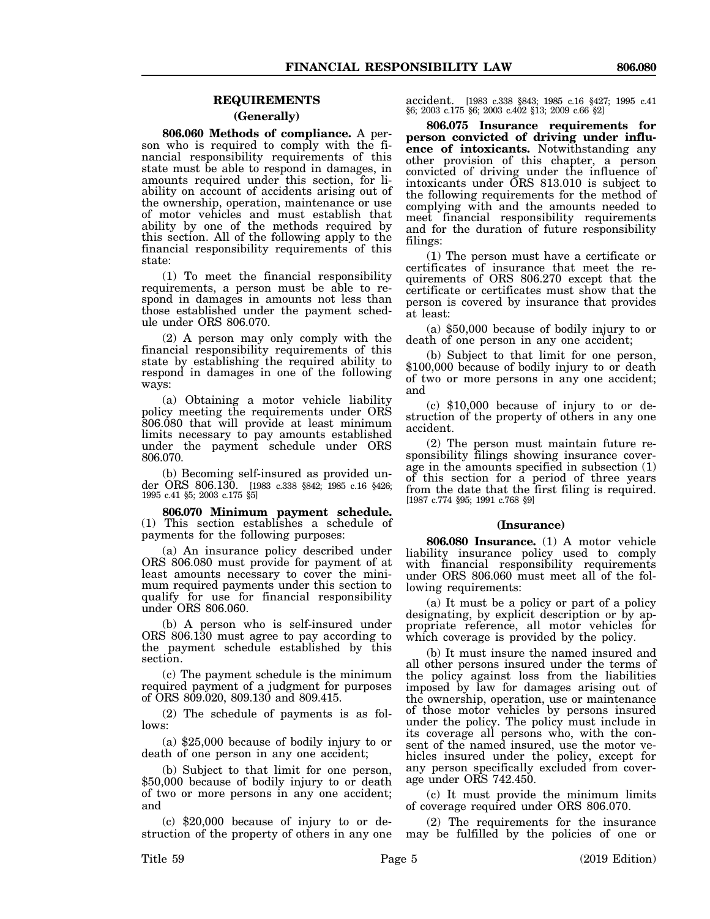## REQUIREMENTS

### (Generally)

**806.060 Methods of compliance.** A person who is required to comply with the financial responsibility requirements of this state must be able to respond in damages, in amounts required under this section, for liability on account of accidents arising out of the ownership, operation, maintenance or use of motor vehicles and must establish that ability by one of the methods required by this section. All of the following apply to the financial responsibility requirements of this state:

(1) To meet the financial responsibility requirements, a person must be able to respond in damages in amounts not less than those established under the payment schedule under ORS 806.070.

(2) A person may only comply with the financial responsibility requirements of this state by establishing the required ability to respond in damages in one of the following ways:

(a) Obtaining a motor vehicle liability policy meeting the requirements under ORS 806.080 that will provide at least minimum limits necessary to pay amounts established under the payment schedule under ORS 806.070.

(b) Becoming self-insured as provided under ORS 806.130. [1983 c.338 §842; 1985 c.16 §426; 1995 c.41 §5; 2003 c.175 §5]

**806.070 Minimum payment schedule.** (1) This section establishes a schedule of payments for the following purposes:

(a) An insurance policy described under ORS 806.080 must provide for payment of at least amounts necessary to cover the minimum required payments under this section to qualify for use for financial responsibility under ORS 806.060.

(b) A person who is self-insured under ORS 806.130 must agree to pay according to the payment schedule established by this section.

(c) The payment schedule is the minimum required payment of a judgment for purposes of ORS 809.020, 809.130 and 809.415.

(2) The schedule of payments is as follows:

(a) $25,000 because of bodily injury to or death of one person in any one accident;

(b) Subject to that limit for one person, $50,000 because of bodily injury to or death of two or more persons in any one accident; and

(c) $20,000 because of injury to or destruction of the property of others in any one accident. [1983 c.338 §843; 1985 c.16 §427; 1995 c.41 §6; 2003 c.175 §6; 2003 c.402 §13; 2009 c.66 §2]

**806.075 Insurance requirements for person convicted of driving under influence of intoxicants.** Notwithstanding any other provision of this chapter, a person convicted of driving under the influence of intoxicants under ORS 813.010 is subject to the following requirements for the method of complying with and the amounts needed to meet financial responsibility requirements and for the duration of future responsibility filings:

(1) The person must have a certificate or certificates of insurance that meet the requirements of ORS 806.270 except that the certificate or certificates must show that the person is covered by insurance that provides at least:

(a) $50,000 because of bodily injury to or death of one person in any one accident;

(b) Subject to that limit for one person, $100,000 because of bodily injury to or death of two or more persons in any one accident; and

(c) $10,000 because of injury to or destruction of the property of others in any one accident.

(2) The person must maintain future responsibility filings showing insurance coverage in the amounts specified in subsection (1) of this section for a period of three years from the date that the first filing is required. [1987 c.774 §95; 1991 c.768 §9]

### (Insurance)

**806.080 Insurance.** (1) A motor vehicle liability insurance policy used to comply with financial responsibility requirements under ORS 806.060 must meet all of the following requirements:

(a) It must be a policy or part of a policy designating, by explicit description or by appropriate reference, all motor vehicles for which coverage is provided by the policy.

(b) It must insure the named insured and all other persons insured under the terms of the policy against loss from the liabilities imposed by law for damages arising out of the ownership, operation, use or maintenance of those motor vehicles by persons insured under the policy. The policy must include in its coverage all persons who, with the consent of the named insured, use the motor vehicles insured under the policy, except for any person specifically excluded from coverage under ORS 742.450.

(c) It must provide the minimum limits of coverage required under ORS 806.070.

(2) The requirements for the insurance may be fulfilled by the policies of one or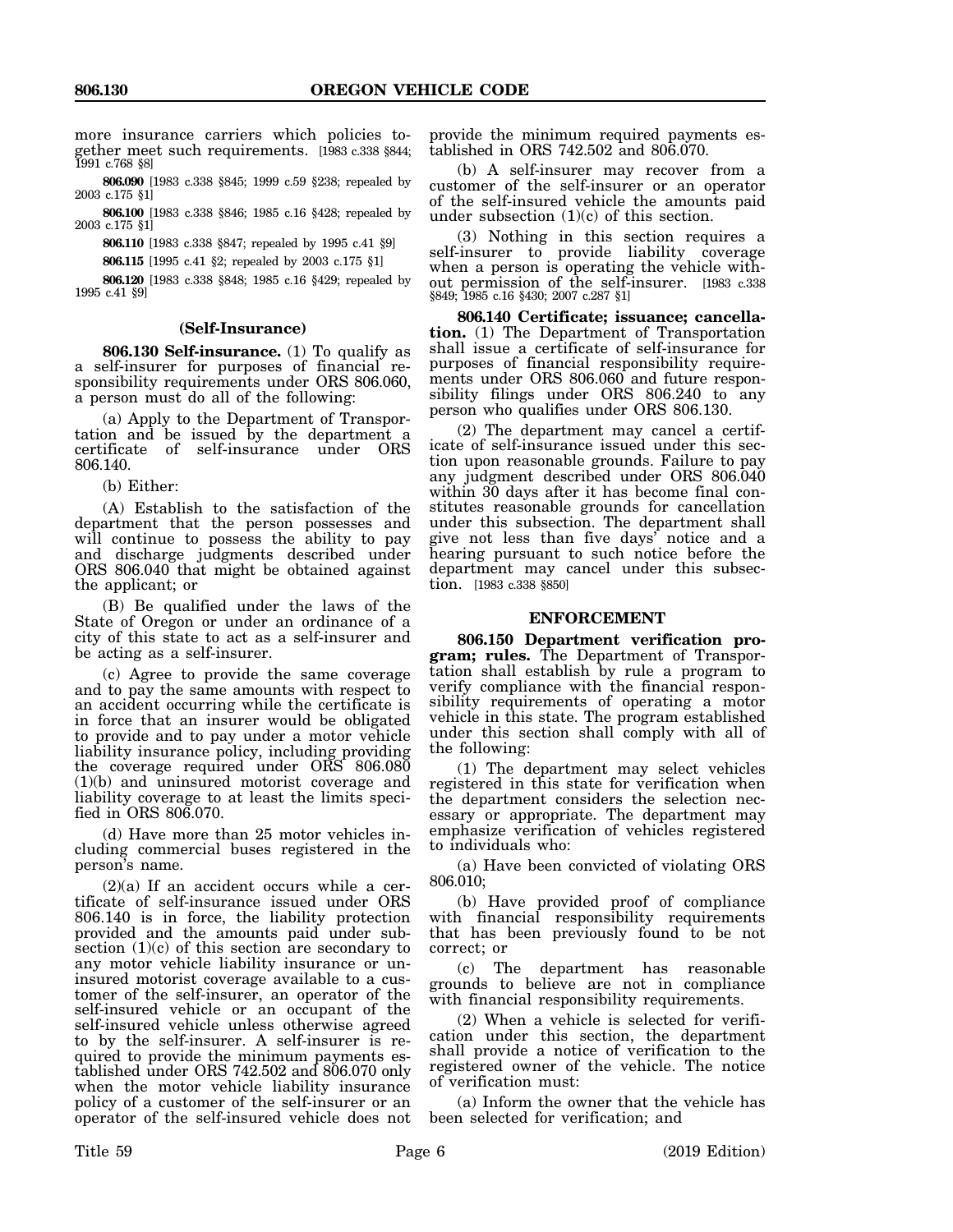more insurance carriers which policies together meet such requirements. [1983 c.338 §844; 1991 c.768 §8]

**806.090** [1983 c.338 §845; 1999 c.59 §238; repealed by 2003 c.175 §1]

**806.100** [1983 c.338 §846; 1985 c.16 §428; repealed by 2003 c.175 §1]

**806.110** [1983 c.338 §847; repealed by 1995 c.41 §9]

**806.115** [1995 c.41 §2; repealed by 2003 c.175 §1]

**806.120** [1983 c.338 §848; 1985 c.16 §429; repealed by 1995 c.41 §9]

#### (Self-Insurance)

**806.130 Self-insurance.** (1) To qualify as a self-insurer for purposes of financial responsibility requirements under ORS 806.060, a person must do all of the following:

(a) Apply to the Department of Transportation and be issued by the department a certificate of self-insurance under ORS 806.140.

(b) Either:

(A) Establish to the satisfaction of the department that the person possesses and will continue to possess the ability to pay and discharge judgments described under ORS 806.040 that might be obtained against the applicant; or

(B) Be qualified under the laws of the State of Oregon or under an ordinance of a city of this state to act as a self-insurer and be acting as a self-insurer.

(c) Agree to provide the same coverage and to pay the same amounts with respect to an accident occurring while the certificate is in force that an insurer would be obligated to provide and to pay under a motor vehicle liability insurance policy, including providing the coverage required under ORS 806.080 (1)(b) and uninsured motorist coverage and liability coverage to at least the limits specified in ORS 806.070.

(d) Have more than 25 motor vehicles including commercial buses registered in the person's name.

(2)(a) If an accident occurs while a certificate of self-insurance issued under ORS 806.140 is in force, the liability protection provided and the amounts paid under subsection (1)(c) of this section are secondary to any motor vehicle liability insurance or uninsured motorist coverage available to a customer of the self-insurer, an operator of the self-insured vehicle or an occupant of the self-insured vehicle unless otherwise agreed to by the self-insurer. A self-insurer is required to provide the minimum payments established under ORS 742.502 and 806.070 only when the motor vehicle liability insurance policy of a customer of the self-insurer or an operator of the self-insured vehicle does not provide the minimum required payments established in ORS 742.502 and 806.070.

(b) A self-insurer may recover from a customer of the self-insurer or an operator of the self-insured vehicle the amounts paid under subsection (1)(c) of this section.

(3) Nothing in this section requires a self-insurer to provide liability coverage when a person is operating the vehicle without permission of the self-insurer. [1983 c.338 §849; 1985 c.16 §430; 2007 c.287 §1]

**806.140 Certificate; issuance; cancellation.** (1) The Department of Transportation shall issue a certificate of self-insurance for purposes of financial responsibility requirements under ORS 806.060 and future responsibility filings under ORS 806.240 to any person who qualifies under ORS 806.130.

(2) The department may cancel a certificate of self-insurance issued under this section upon reasonable grounds. Failure to pay any judgment described under ORS 806.040 within 30 days after it has become final constitutes reasonable grounds for cancellation under this subsection. The department shall give not less than five days' notice and a hearing pursuant to such notice before the department may cancel under this subsection. [1983 c.338 §850]

### ENFORCEMENT

**806.150 Department verification program; rules.** The Department of Transportation shall establish by rule a program to verify compliance with the financial responsibility requirements of operating a motor vehicle in this state. The program established under this section shall comply with all of the following:

(1) The department may select vehicles registered in this state for verification when the department considers the selection necessary or appropriate. The department may emphasize verification of vehicles registered to individuals who:

(a) Have been convicted of violating ORS 806.010;

(b) Have provided proof of compliance with financial responsibility requirements that has been previously found to be not correct; or

(c) The department has reasonable grounds to believe are not in compliance with financial responsibility requirements.

(2) When a vehicle is selected for verification under this section, the department shall provide a notice of verification to the registered owner of the vehicle. The notice of verification must:

(a) Inform the owner that the vehicle has been selected for verification; and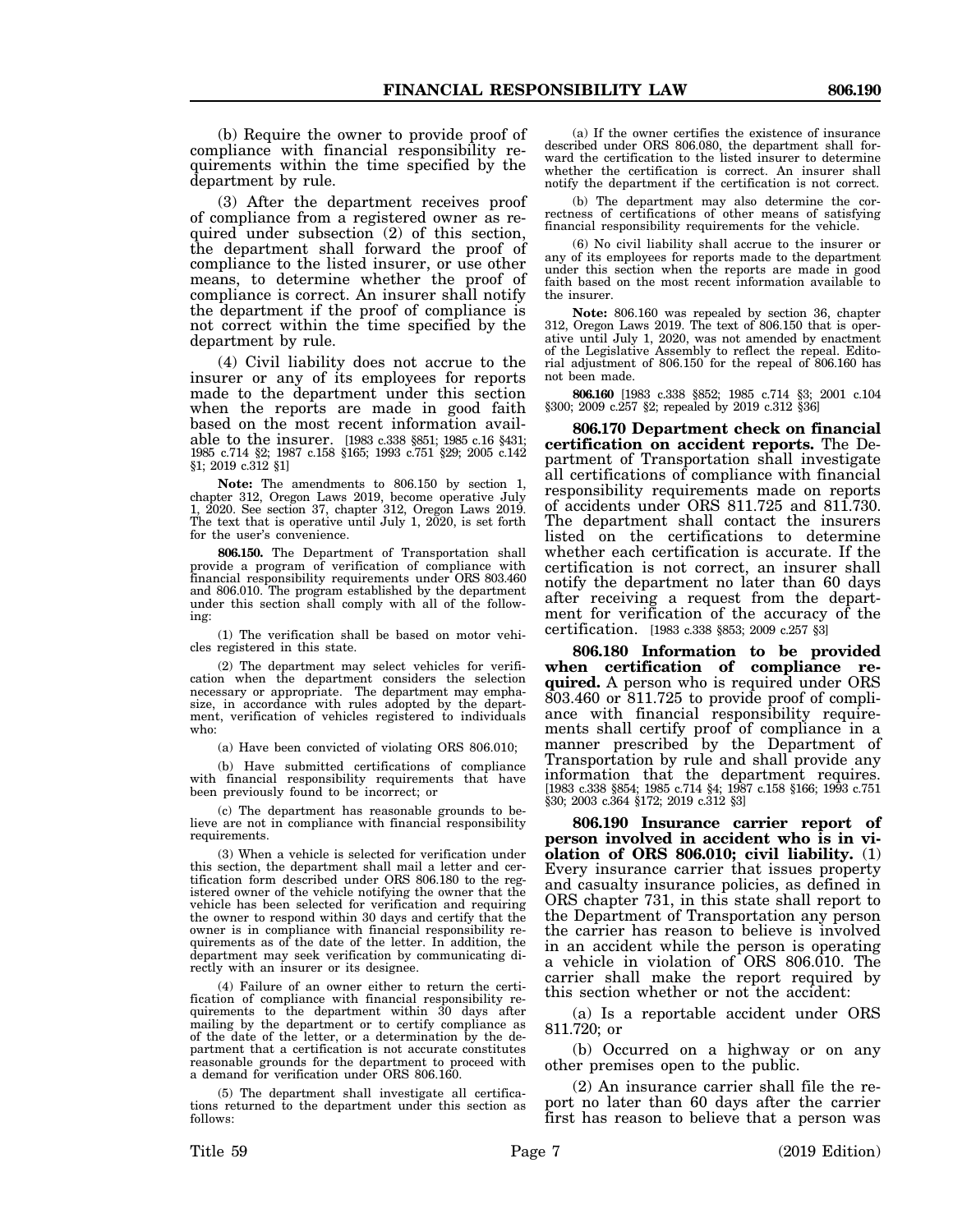(b) Require the owner to provide proof of compliance with financial responsibility requirements within the time specified by the department by rule.

(3) After the department receives proof of compliance from a registered owner as required under subsection (2) of this section, the department shall forward the proof of compliance to the listed insurer, or use other means, to determine whether the proof of compliance is correct. An insurer shall notify the department if the proof of compliance is not correct within the time specified by the department by rule.

(4) Civil liability does not accrue to the insurer or any of its employees for reports made to the department under this section when the reports are made in good faith based on the most recent information available to the insurer. [1983 c.338 §851; 1985 c.16 §431; 1985 c.714 §2; 1987 c.158 §165; 1993 c.751 §29; 2005 c.142 §1; 2019 c.312 §1]

**Note:** The amendments to 806.150 by section 1, chapter 312, Oregon Laws 2019, become operative July 1, 2020. See section 37, chapter 312, Oregon Laws 2019. The text that is operative until July 1, 2020, is set forth for the user's convenience.

**806.150.** The Department of Transportation shall provide a program of verification of compliance with financial responsibility requirements under ORS 803.460 and 806.010. The program established by the department under this section shall comply with all of the following:

(1) The verification shall be based on motor vehicles registered in this state.

(2) The department may select vehicles for verification when the department considers the selection necessary or appropriate. The department may emphasize, in accordance with rules adopted by the department, verification of vehicles registered to individuals who:

(a) Have been convicted of violating ORS 806.010;

(b) Have submitted certifications of compliance with financial responsibility requirements that have been previously found to be incorrect; or

(c) The department has reasonable grounds to believe are not in compliance with financial responsibility requirements.

(3) When a vehicle is selected for verification under this section, the department shall mail a letter and certification form described under ORS 806.180 to the registered owner of the vehicle notifying the owner that the vehicle has been selected for verification and requiring the owner to respond within 30 days and certify that the owner is in compliance with financial responsibility requirements as of the date of the letter. In addition, the department may seek verification by communicating directly with an insurer or its designee.

(4) Failure of an owner either to return the certification of compliance with financial responsibility requirements to the department within 30 days after mailing by the department or to certify compliance as of the date of the letter, or a determination by the department that a certification is not accurate constitutes reasonable grounds for the department to proceed with a demand for verification under ORS 806.160.

(5) The department shall investigate all certifications returned to the department under this section as follows:

(a) If the owner certifies the existence of insurance described under ORS 806.080, the department shall forward the certification to the listed insurer to determine whether the certification is correct. An insurer shall notify the department if the certification is not correct.

(b) The department may also determine the correctness of certifications of other means of satisfying financial responsibility requirements for the vehicle.

(6) No civil liability shall accrue to the insurer or any of its employees for reports made to the department under this section when the reports are made in good faith based on the most recent information available to the insurer.

**Note:** 806.160 was repealed by section 36, chapter 312, Oregon Laws 2019. The text of 806.150 that is operative until July 1, 2020, was not amended by enactment of the Legislative Assembly to reflect the repeal. Editorial adjustment of 806.150 for the repeal of 806.160 has not been made.

**806.160** [1983 c.338 §852; 1985 c.714 §3; 2001 c.104 §300; 2009 c.257 §2; repealed by 2019 c.312 §36]

**806.170 Department check on financial certification on accident reports.** The Department of Transportation shall investigate all certifications of compliance with financial responsibility requirements made on reports of accidents under ORS 811.725 and 811.730. The department shall contact the insurers listed on the certifications to determine whether each certification is accurate. If the certification is not correct, an insurer shall notify the department no later than 60 days after receiving a request from the department for verification of the accuracy of the certification. [1983 c.338 §853; 2009 c.257 §3]

**806.180 Information to be provided when certification of compliance required.** A person who is required under ORS 803.460 or 811.725 to provide proof of compliance with financial responsibility requirements shall certify proof of compliance in a manner prescribed by the Department of Transportation by rule and shall provide any information that the department requires. [1983 c.338 §854; 1985 c.714 §4; 1987 c.158 §166; 1993 c.751 §30; 2003 c.364 §172; 2019 c.312 §3]

**806.190 Insurance carrier report of person involved in accident who is in violation of ORS 806.010; civil liability.** (1) Every insurance carrier that issues property and casualty insurance policies, as defined in ORS chapter 731, in this state shall report to the Department of Transportation any person the carrier has reason to believe is involved in an accident while the person is operating a vehicle in violation of ORS 806.010. The carrier shall make the report required by this section whether or not the accident:

(a) Is a reportable accident under ORS 811.720; or

(b) Occurred on a highway or on any other premises open to the public.

(2) An insurance carrier shall file the report no later than 60 days after the carrier first has reason to believe that a person was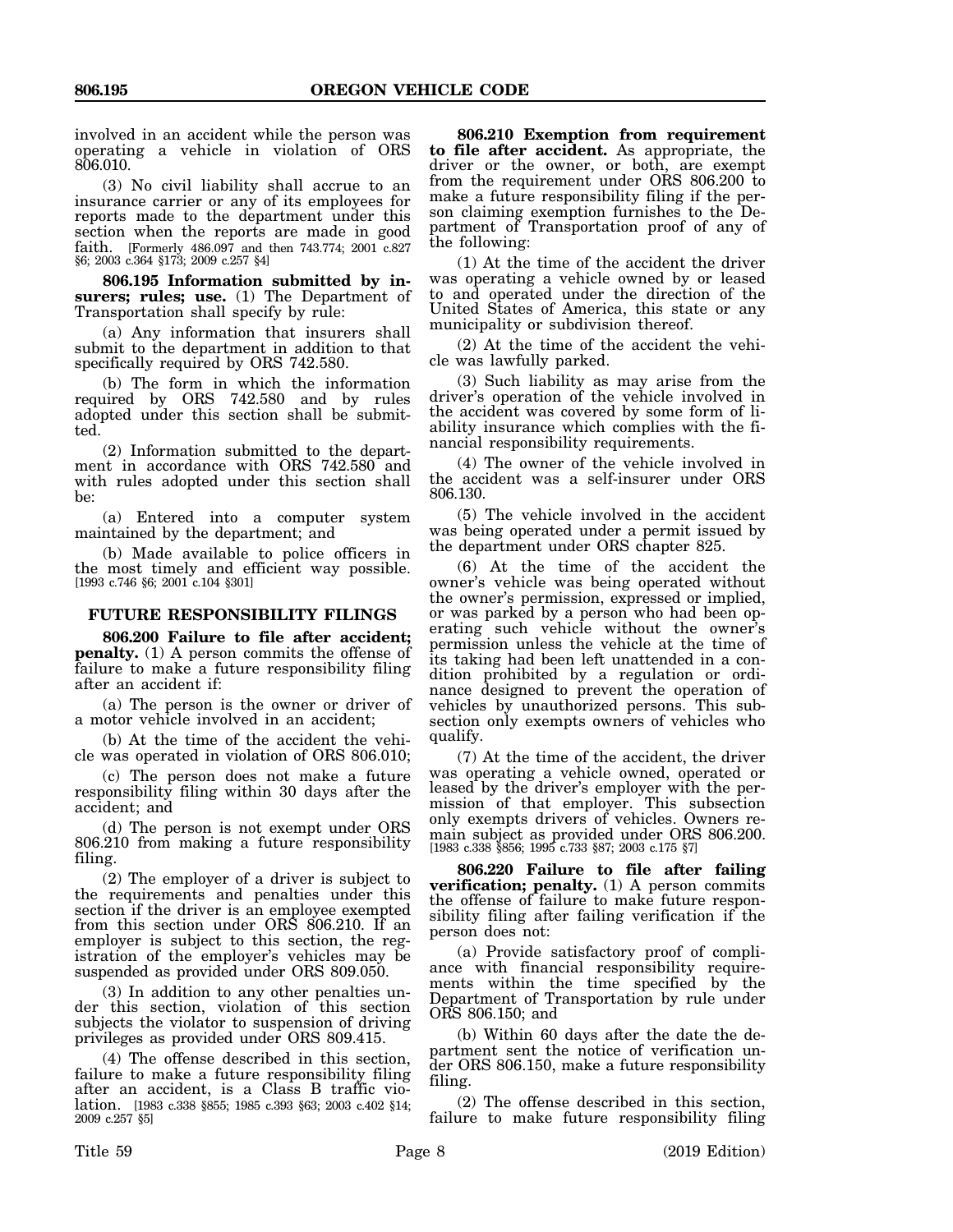involved in an accident while the person was operating a vehicle in violation of ORS 806.010.

(3) No civil liability shall accrue to an insurance carrier or any of its employees for reports made to the department under this section when the reports are made in good faith. [Formerly 486.097 and then 743.774; 2001 c.827 §6; 2003 c.364 §173; 2009 c.257 §4]

**806.195 Information submitted by insurers; rules; use.** (1) The Department of Transportation shall specify by rule:

(a) Any information that insurers shall submit to the department in addition to that specifically required by ORS 742.580.

(b) The form in which the information required by ORS 742.580 and by rules adopted under this section shall be submitted.

(2) Information submitted to the department in accordance with ORS 742.580 and with rules adopted under this section shall be:

(a) Entered into a computer system maintained by the department; and

(b) Made available to police officers in the most timely and efficient way possible. [1993 c.746 §6; 2001 c.104 §301]

## FUTURE RESPONSIBILITY FILINGS

**806.200 Failure to file after accident; penalty.** (1) A person commits the offense of failure to make a future responsibility filing after an accident if:

(a) The person is the owner or driver of a motor vehicle involved in an accident;

(b) At the time of the accident the vehicle was operated in violation of ORS 806.010;

(c) The person does not make a future responsibility filing within 30 days after the accident; and

(d) The person is not exempt under ORS 806.210 from making a future responsibility filing.

(2) The employer of a driver is subject to the requirements and penalties under this section if the driver is an employee exempted from this section under ORS 806.210. If an employer is subject to this section, the registration of the employer's vehicles may be suspended as provided under ORS 809.050.

(3) In addition to any other penalties under this section, violation of this section subjects the violator to suspension of driving privileges as provided under ORS 809.415.

(4) The offense described in this section, failure to make a future responsibility filing after an accident, is a Class B traffic violation. [1983 c.338 §855; 1985 c.393 §63; 2003 c.402 §14; 2009 c.257 §5]

**806.210 Exemption from requirement to file after accident.** As appropriate, the driver or the owner, or both, are exempt from the requirement under ORS 806.200 to make a future responsibility filing if the person claiming exemption furnishes to the Department of Transportation proof of any of the following:

(1) At the time of the accident the driver was operating a vehicle owned by or leased to and operated under the direction of the United States of America, this state or any municipality or subdivision thereof.

(2) At the time of the accident the vehicle was lawfully parked.

(3) Such liability as may arise from the driver's operation of the vehicle involved in the accident was covered by some form of liability insurance which complies with the financial responsibility requirements.

(4) The owner of the vehicle involved in the accident was a self-insurer under ORS 806.130.

(5) The vehicle involved in the accident was being operated under a permit issued by the department under ORS chapter 825.

(6) At the time of the accident the owner's vehicle was being operated without the owner's permission, expressed or implied, or was parked by a person who had been operating such vehicle without the owner's permission unless the vehicle at the time of its taking had been left unattended in a condition prohibited by a regulation or ordinance designed to prevent the operation of vehicles by unauthorized persons. This subsection only exempts owners of vehicles who qualify.

(7) At the time of the accident, the driver was operating a vehicle owned, operated or leased by the driver's employer with the permission of that employer. This subsection only exempts drivers of vehicles. Owners remain subject as provided under ORS 806.200. [1983 c.338 §856; 1995 c.733 §87; 2003 c.175 §7]

**806.220 Failure to file after failing verification; penalty.** (1) A person commits the offense of failure to make future responsibility filing after failing verification if the person does not:

(a) Provide satisfactory proof of compliance with financial responsibility requirements within the time specified by the Department of Transportation by rule under ORS 806.150; and

(b) Within 60 days after the date the department sent the notice of verification under ORS 806.150, make a future responsibility filing.

(2) The offense described in this section, failure to make future responsibility filing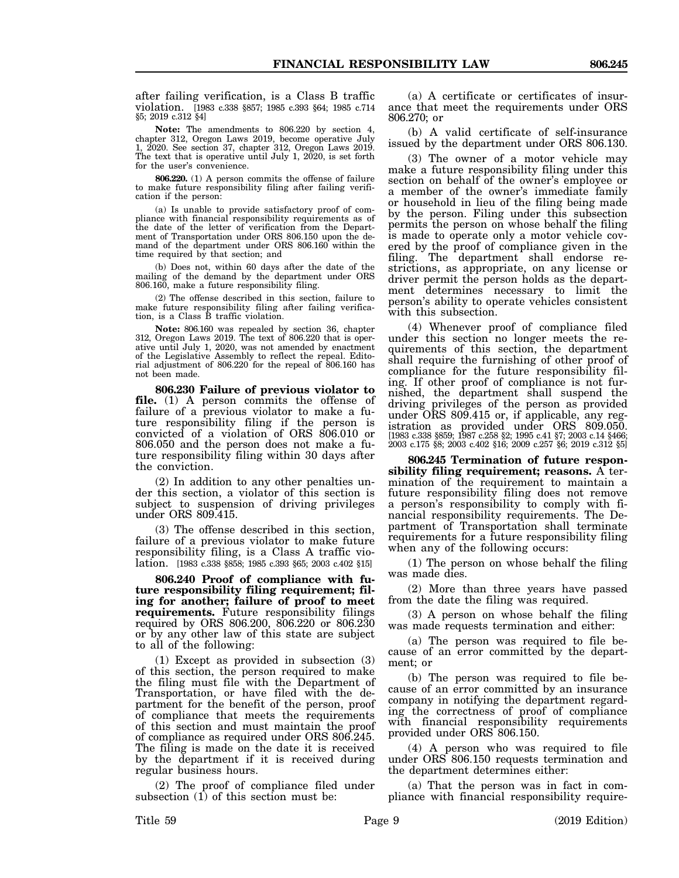after failing verification, is a Class B traffic violation. [1983 c.338 §857; 1985 c.393 §64; 1985 c.714 §5; 2019 c.312 §4]

**Note:** The amendments to 806.220 by section 4, chapter 312, Oregon Laws 2019, become operative July 1, 2020. See section 37, chapter 312, Oregon Laws 2019. The text that is operative until July 1, 2020, is set forth for the user's convenience.

**806.220.** (1) A person commits the offense of failure to make future responsibility filing after failing verification if the person:

(a) Is unable to provide satisfactory proof of compliance with financial responsibility requirements as of the date of the letter of verification from the Department of Transportation under ORS 806.150 upon the demand of the department under ORS 806.160 within the time required by that section; and

(b) Does not, within 60 days after the date of the mailing of the demand by the department under ORS 806.160, make a future responsibility filing.

(2) The offense described in this section, failure to make future responsibility filing after failing verification, is a Class B traffic violation.

**Note:** 806.160 was repealed by section 36, chapter 312, Oregon Laws 2019. The text of 806.220 that is operative until July 1, 2020, was not amended by enactment of the Legislative Assembly to reflect the repeal. Editorial adjustment of 806.220 for the repeal of 806.160 has not been made.

**806.230 Failure of previous violator to file.** (1) A person commits the offense of failure of a previous violator to make a future responsibility filing if the person is convicted of a violation of ORS 806.010 or 806.050 and the person does not make a future responsibility filing within 30 days after the conviction.

(2) In addition to any other penalties under this section, a violator of this section is subject to suspension of driving privileges under ORS 809.415.

(3) The offense described in this section, failure of a previous violator to make future responsibility filing, is a Class A traffic violation. [1983 c.338 §858; 1985 c.393 §65; 2003 c.402 §15]

**806.240 Proof of compliance with future responsibility filing requirement; filing for another; failure of proof to meet requirements.** Future responsibility filings required by ORS 806.200, 806.220 or 806.230 or by any other law of this state are subject to all of the following:

(1) Except as provided in subsection (3) of this section, the person required to make the filing must file with the Department of Transportation, or have filed with the department for the benefit of the person, proof of compliance that meets the requirements of this section and must maintain the proof of compliance as required under ORS 806.245. The filing is made on the date it is received by the department if it is received during regular business hours.

(2) The proof of compliance filed under subsection (1) of this section must be:

(a) A certificate or certificates of insurance that meet the requirements under ORS 806.270; or

(b) A valid certificate of self-insurance issued by the department under ORS 806.130.

(3) The owner of a motor vehicle may make a future responsibility filing under this section on behalf of the owner's employee or a member of the owner's immediate family or household in lieu of the filing being made by the person. Filing under this subsection permits the person on whose behalf the filing is made to operate only a motor vehicle covered by the proof of compliance given in the filing. The department shall endorse restrictions, as appropriate, on any license or driver permit the person holds as the department determines necessary to limit the person's ability to operate vehicles consistent with this subsection.

(4) Whenever proof of compliance filed under this section no longer meets the requirements of this section, the department shall require the furnishing of other proof of compliance for the future responsibility filing. If other proof of compliance is not furnished, the department shall suspend the driving privileges of the person as provided under ORS 809.415 or, if applicable, any registration as provided under ORS 809.050. [1983 c.338 §859; 1987 c.258 §2; 1995 c.41 §7; 2003 c.14 §466; 2003 c.175 §8; 2003 c.402 §16; 2009 c.257 §6; 2019 c.312 §5]

**806.245 Termination of future responsibility filing requirement; reasons.** A termination of the requirement to maintain a future responsibility filing does not remove a person's responsibility to comply with financial responsibility requirements. The Department of Transportation shall terminate requirements for a future responsibility filing when any of the following occurs:

(1) The person on whose behalf the filing was made dies.

(2) More than three years have passed from the date the filing was required.

(3) A person on whose behalf the filing was made requests termination and either:

(a) The person was required to file because of an error committed by the department; or

(b) The person was required to file because of an error committed by an insurance company in notifying the department regarding the correctness of proof of compliance with financial responsibility requirements provided under ORS 806.150.

(4) A person who was required to file under ORS 806.150 requests termination and the department determines either:

(a) That the person was in fact in compliance with financial responsibility require-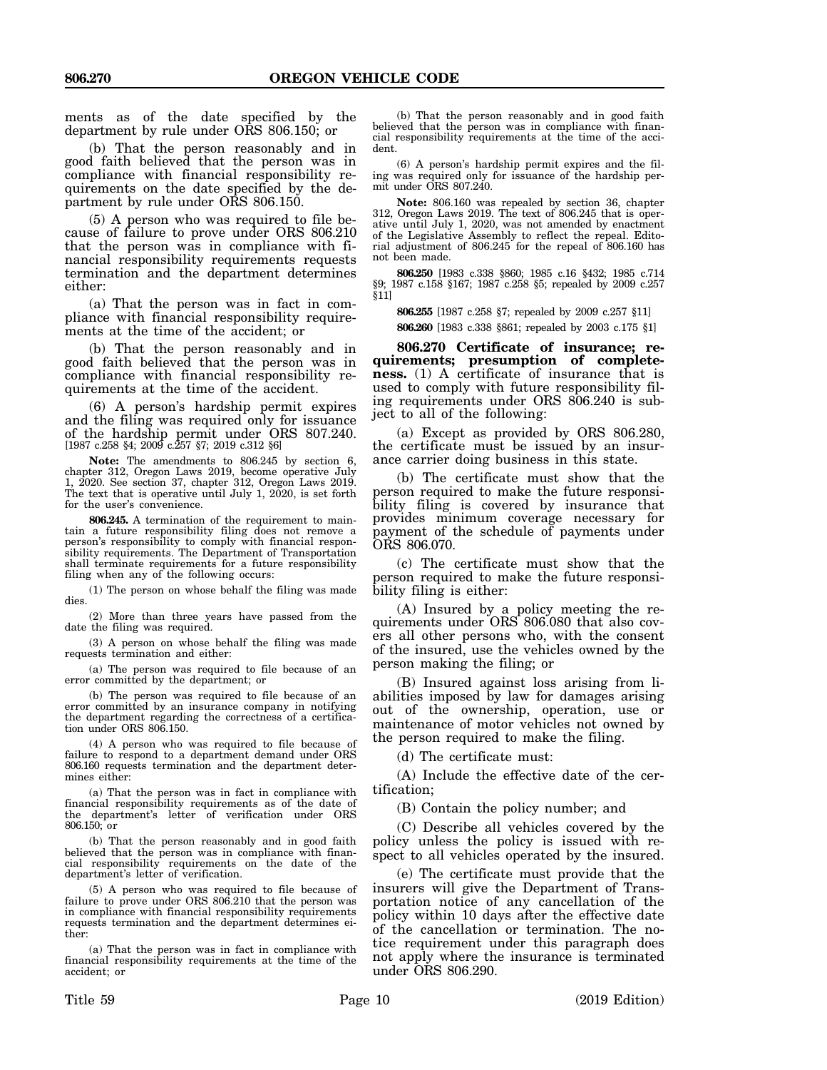ments as of the date specified by the department by rule under ORS 806.150; or

(b) That the person reasonably and in good faith believed that the person was in compliance with financial responsibility requirements on the date specified by the department by rule under ORS 806.150.

(5) A person who was required to file because of failure to prove under ORS 806.210 that the person was in compliance with financial responsibility requirements requests termination and the department determines either:

(a) That the person was in fact in compliance with financial responsibility requirements at the time of the accident; or

(b) That the person reasonably and in good faith believed that the person was in compliance with financial responsibility requirements at the time of the accident.

(6) A person's hardship permit expires and the filing was required only for issuance of the hardship permit under ORS 807.240. [1987 c.258 §4; 2009 c.257 §7; 2019 c.312 §6]

**Note:** The amendments to 806.245 by section 6, chapter 312, Oregon Laws 2019, become operative July 1, 2020. See section 37, chapter 312, Oregon Laws 2019. The text that is operative until July 1, 2020, is set forth for the user's convenience.

**806.245.** A termination of the requirement to maintain a future responsibility filing does not remove a person's responsibility to comply with financial responsibility requirements. The Department of Transportation shall terminate requirements for a future responsibility filing when any of the following occurs:

(1) The person on whose behalf the filing was made dies.

(2) More than three years have passed from the date the filing was required.

(3) A person on whose behalf the filing was made requests termination and either:

(a) The person was required to file because of an error committed by the department; or

(b) The person was required to file because of an error committed by an insurance company in notifying the department regarding the correctness of a certification under ORS 806.150.

(4) A person who was required to file because of failure to respond to a department demand under ORS 806.160 requests termination and the department determines either:

(a) That the person was in fact in compliance with financial responsibility requirements as of the date of the department's letter of verification under ORS 806.150; or

(b) That the person reasonably and in good faith believed that the person was in compliance with financial responsibility requirements on the date of the department's letter of verification.

(5) A person who was required to file because of failure to prove under ORS 806.210 that the person was in compliance with financial responsibility requirements requests termination and the department determines either:

(a) That the person was in fact in compliance with financial responsibility requirements at the time of the accident; or

(b) That the person reasonably and in good faith believed that the person was in compliance with financial responsibility requirements at the time of the accident.

(6) A person's hardship permit expires and the filing was required only for issuance of the hardship permit under ORS 807.240.

**Note:** 806.160 was repealed by section 36, chapter 312, Oregon Laws 2019. The text of 806.245 that is operative until July 1, 2020, was not amended by enactment of the Legislative Assembly to reflect the repeal. Editorial adjustment of 806.245 for the repeal of 806.160 has not been made.

**806.250** [1983 c.338 §860; 1985 c.16 §432; 1985 c.714 §9; 1987 c.158 §167; 1987 c.258 §5; repealed by 2009 c.257 §11]

**806.255** [1987 c.258 §7; repealed by 2009 c.257 §11]

**806.260** [1983 c.338 §861; repealed by 2003 c.175 §1]

**806.270 Certificate of insurance; requirements; presumption of completeness.** (1) A certificate of insurance that is used to comply with future responsibility filing requirements under ORS 806.240 is subject to all of the following:

(a) Except as provided by ORS 806.280, the certificate must be issued by an insurance carrier doing business in this state.

(b) The certificate must show that the person required to make the future responsibility filing is covered by insurance that provides minimum coverage necessary for payment of the schedule of payments under ORS 806.070.

(c) The certificate must show that the person required to make the future responsibility filing is either:

(A) Insured by a policy meeting the requirements under ORS 806.080 that also covers all other persons who, with the consent of the insured, use the vehicles owned by the person making the filing; or

(B) Insured against loss arising from liabilities imposed by law for damages arising out of the ownership, operation, use or maintenance of motor vehicles not owned by the person required to make the filing.

(d) The certificate must:

(A) Include the effective date of the certification;

(B) Contain the policy number; and

(C) Describe all vehicles covered by the policy unless the policy is issued with respect to all vehicles operated by the insured.

(e) The certificate must provide that the insurers will give the Department of Transportation notice of any cancellation of the policy within 10 days after the effective date of the cancellation or termination. The notice requirement under this paragraph does not apply where the insurance is terminated under ORS 806.290.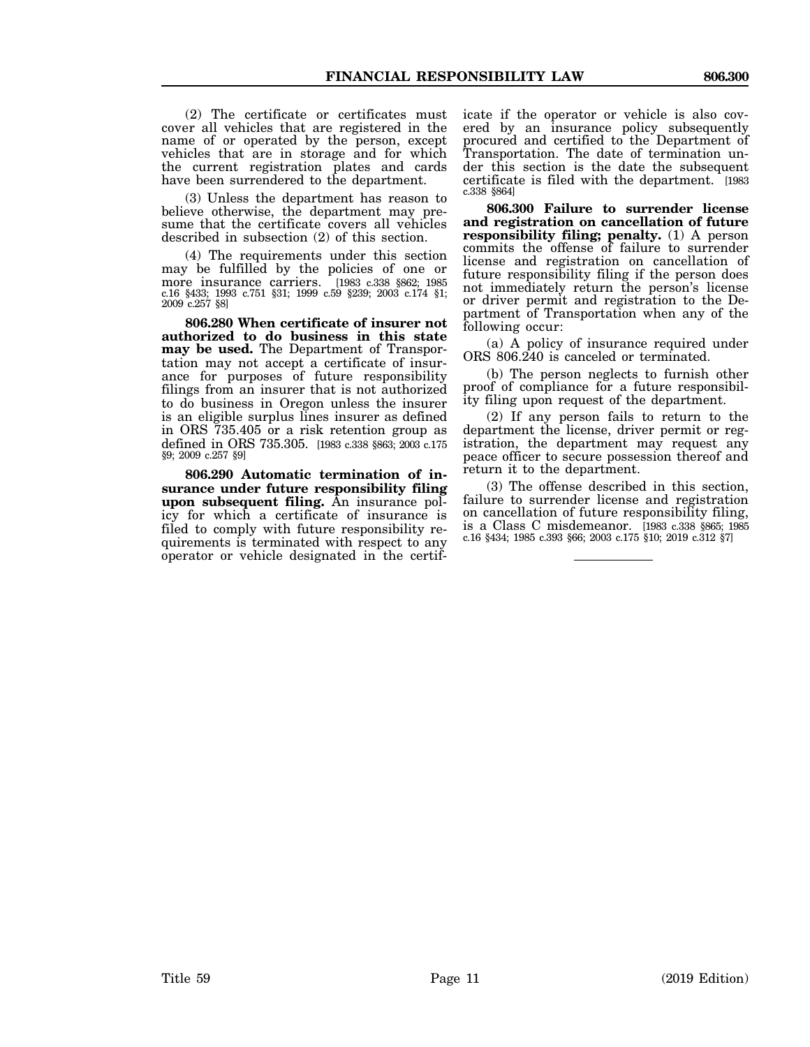(2) The certificate or certificates must cover all vehicles that are registered in the name of or operated by the person, except vehicles that are in storage and for which the current registration plates and cards have been surrendered to the department.

(3) Unless the department has reason to believe otherwise, the department may presume that the certificate covers all vehicles described in subsection (2) of this section.

(4) The requirements under this section may be fulfilled by the policies of one or more insurance carriers. [1983 c.338 §862; 1985 c.16 §433; 1993 c.751 §31; 1999 c.59 §239; 2003 c.174 §1; 2009 c.257 §8]

**806.280 When certificate of insurer not authorized to do business in this state may be used.** The Department of Transportation may not accept a certificate of insurance for purposes of future responsibility filings from an insurer that is not authorized to do business in Oregon unless the insurer is an eligible surplus lines insurer as defined in ORS 735.405 or a risk retention group as defined in ORS 735.305. [1983 c.338 §863; 2003 c.175 §9; 2009 c.257 §9]

**806.290 Automatic termination of insurance under future responsibility filing upon subsequent filing.** An insurance policy for which a certificate of insurance is filed to comply with future responsibility requirements is terminated with respect to any operator or vehicle designated in the certificate if the operator or vehicle is also covered by an insurance policy subsequently procured and certified to the Department of Transportation. The date of termination under this section is the date the subsequent certificate is filed with the department. [1983 c.338 §864]

**806.300 Failure to surrender license and registration on cancellation of future responsibility filing; penalty.** (1) A person commits the offense of failure to surrender license and registration on cancellation of future responsibility filing if the person does not immediately return the person's license or driver permit and registration to the Department of Transportation when any of the following occur:

(a) A policy of insurance required under ORS 806.240 is canceled or terminated.

(b) The person neglects to furnish other proof of compliance for a future responsibility filing upon request of the department.

(2) If any person fails to return to the department the license, driver permit or registration, the department may request any peace officer to secure possession thereof and return it to the department.

(3) The offense described in this section, failure to surrender license and registration on cancellation of future responsibility filing, is a Class C misdemeanor. [1983 c.338 §865; 1985 c.16 §434; 1985 c.393 §66; 2003 c.175 §10; 2019 c.312 §7]

---